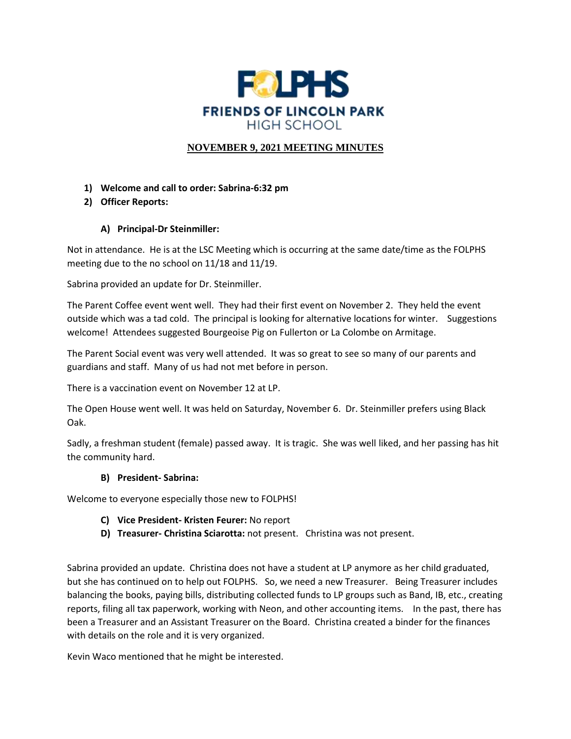**FOLPHS**

**FRIENDS OF LINCOLN PARK**
HIGH SCHOOL

# NOVEMBER 9, 2021 MEETING MINUTES

1) **Welcome and call to order: Sabrina-6:32 pm**
2) **Officer Reports:**

   **A) Principal-Dr Steinmiller:**

Not in attendance. He is at the LSC Meeting which is occurring at the same date/time as the FOLPHS meeting due to the no school on 11/18 and 11/19.

Sabrina provided an update for Dr. Steinmiller.

The Parent Coffee event went well. They had their first event on November 2. They held the event outside which was a tad cold. The principal is looking for alternative locations for winter. Suggestions welcome! Attendees suggested Bourgeoise Pig on Fullerton or La Colombe on Armitage.

The Parent Social event was very well attended. It was so great to see so many of our parents and guardians and staff. Many of us had not met before in person.

There is a vaccination event on November 12 at LP.

The Open House went well. It was held on Saturday, November 6. Dr. Steinmiller prefers using Black Oak.

Sadly, a freshman student (female) passed away. It is tragic. She was well liked, and her passing has hit the community hard.

   **B) President- Sabrina:**

Welcome to everyone especially those new to FOLPHS!

   **C) Vice President- Kristen Feurer:** No report

   **D) Treasurer- Christina Sciarotta:** not present. Christina was not present.

Sabrina provided an update. Christina does not have a student at LP anymore as her child graduated, but she has continued on to help out FOLPHS. So, we need a new Treasurer. Being Treasurer includes balancing the books, paying bills, distributing collected funds to LP groups such as Band, IB, etc., creating reports, filing all tax paperwork, working with Neon, and other accounting items. In the past, there has been a Treasurer and an Assistant Treasurer on the Board. Christina created a binder for the finances with details on the role and it is very organized.

Kevin Waco mentioned that he might be interested.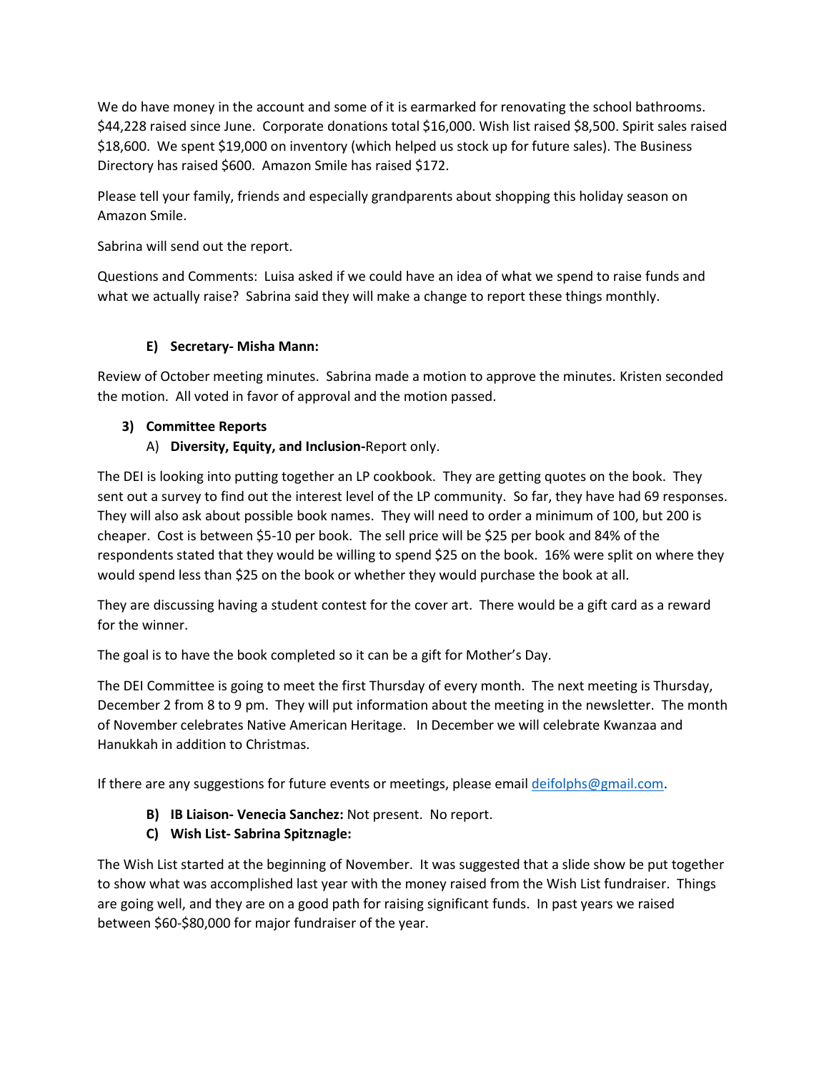We do have money in the account and some of it is earmarked for renovating the school bathrooms. $44,228 raised since June. Corporate donations total $16,000. Wish list raised $8,500. Spirit sales raised $18,600. We spent $19,000 on inventory (which helped us stock up for future sales). The Business Directory has raised $600. Amazon Smile has raised $172.

Please tell your family, friends and especially grandparents about shopping this holiday season on Amazon Smile.

Sabrina will send out the report.

Questions and Comments: Luisa asked if we could have an idea of what we spend to raise funds and what we actually raise? Sabrina said they will make a change to report these things monthly.

**E) Secretary- Misha Mann:**

Review of October meeting minutes. Sabrina made a motion to approve the minutes. Kristen seconded the motion. All voted in favor of approval and the motion passed.

**3) Committee Reports**

A) **Diversity, Equity, and Inclusion-**Report only.

The DEI is looking into putting together an LP cookbook. They are getting quotes on the book. They sent out a survey to find out the interest level of the LP community. So far, they have had 69 responses. They will also ask about possible book names. They will need to order a minimum of 100, but 200 is cheaper. Cost is between $5-10 per book. The sell price will be $25 per book and 84% of the respondents stated that they would be willing to spend $25 on the book. 16% were split on where they would spend less than $25 on the book or whether they would purchase the book at all.

They are discussing having a student contest for the cover art. There would be a gift card as a reward for the winner.

The goal is to have the book completed so it can be a gift for Mother's Day.

The DEI Committee is going to meet the first Thursday of every month. The next meeting is Thursday, December 2 from 8 to 9 pm. They will put information about the meeting in the newsletter. The month of November celebrates Native American Heritage. In December we will celebrate Kwanzaa and Hanukkah in addition to Christmas.

If there are any suggestions for future events or meetings, please email deifolphs@gmail.com.

**B) IB Liaison- Venecia Sanchez:** Not present. No report.

**C) Wish List- Sabrina Spitznagle:**

The Wish List started at the beginning of November. It was suggested that a slide show be put together to show what was accomplished last year with the money raised from the Wish List fundraiser. Things are going well, and they are on a good path for raising significant funds. In past years we raised between $60-$80,000 for major fundraiser of the year.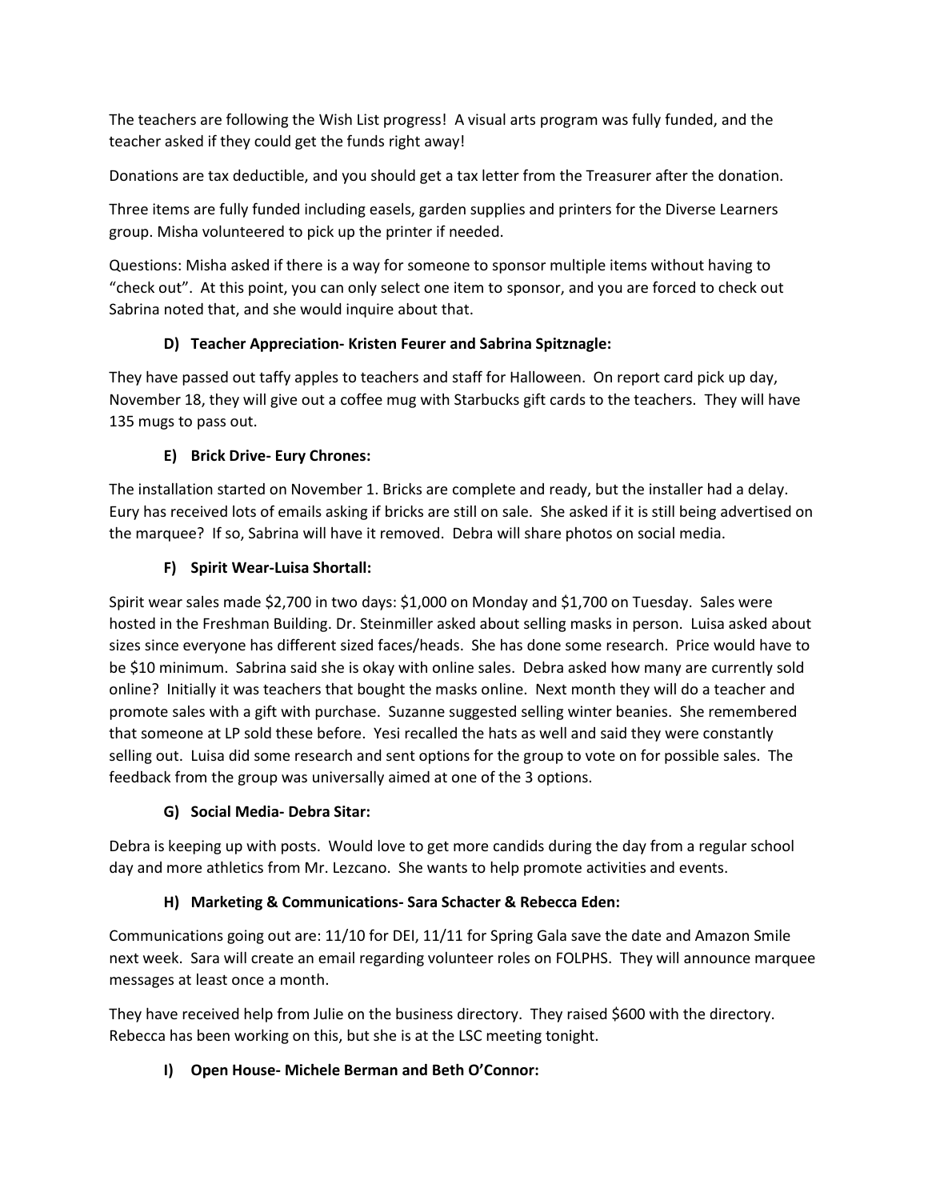The teachers are following the Wish List progress! A visual arts program was fully funded, and the teacher asked if they could get the funds right away!

Donations are tax deductible, and you should get a tax letter from the Treasurer after the donation.

Three items are fully funded including easels, garden supplies and printers for the Diverse Learners group. Misha volunteered to pick up the printer if needed.

Questions: Misha asked if there is a way for someone to sponsor multiple items without having to "check out". At this point, you can only select one item to sponsor, and you are forced to check out Sabrina noted that, and she would inquire about that.

### D) Teacher Appreciation- Kristen Feurer and Sabrina Spitznagle:

They have passed out taffy apples to teachers and staff for Halloween. On report card pick up day, November 18, they will give out a coffee mug with Starbucks gift cards to the teachers. They will have 135 mugs to pass out.

### E) Brick Drive- Eury Chrones:

The installation started on November 1. Bricks are complete and ready, but the installer had a delay. Eury has received lots of emails asking if bricks are still on sale. She asked if it is still being advertised on the marquee? If so, Sabrina will have it removed. Debra will share photos on social media.

### F) Spirit Wear-Luisa Shortall:

Spirit wear sales made $2,700 in two days: $1,000 on Monday and $1,700 on Tuesday. Sales were hosted in the Freshman Building. Dr. Steinmiller asked about selling masks in person. Luisa asked about sizes since everyone has different sized faces/heads. She has done some research. Price would have to be $10 minimum. Sabrina said she is okay with online sales. Debra asked how many are currently sold online? Initially it was teachers that bought the masks online. Next month they will do a teacher and promote sales with a gift with purchase. Suzanne suggested selling winter beanies. She remembered that someone at LP sold these before. Yesi recalled the hats as well and said they were constantly selling out. Luisa did some research and sent options for the group to vote on for possible sales. The feedback from the group was universally aimed at one of the 3 options.

### G) Social Media- Debra Sitar:

Debra is keeping up with posts. Would love to get more candids during the day from a regular school day and more athletics from Mr. Lezcano. She wants to help promote activities and events.

### H) Marketing & Communications- Sara Schacter & Rebecca Eden:

Communications going out are: 11/10 for DEI, 11/11 for Spring Gala save the date and Amazon Smile next week. Sara will create an email regarding volunteer roles on FOLPHS. They will announce marquee messages at least once a month.

They have received help from Julie on the business directory. They raised $600 with the directory. Rebecca has been working on this, but she is at the LSC meeting tonight.

### I) Open House- Michele Berman and Beth O'Connor: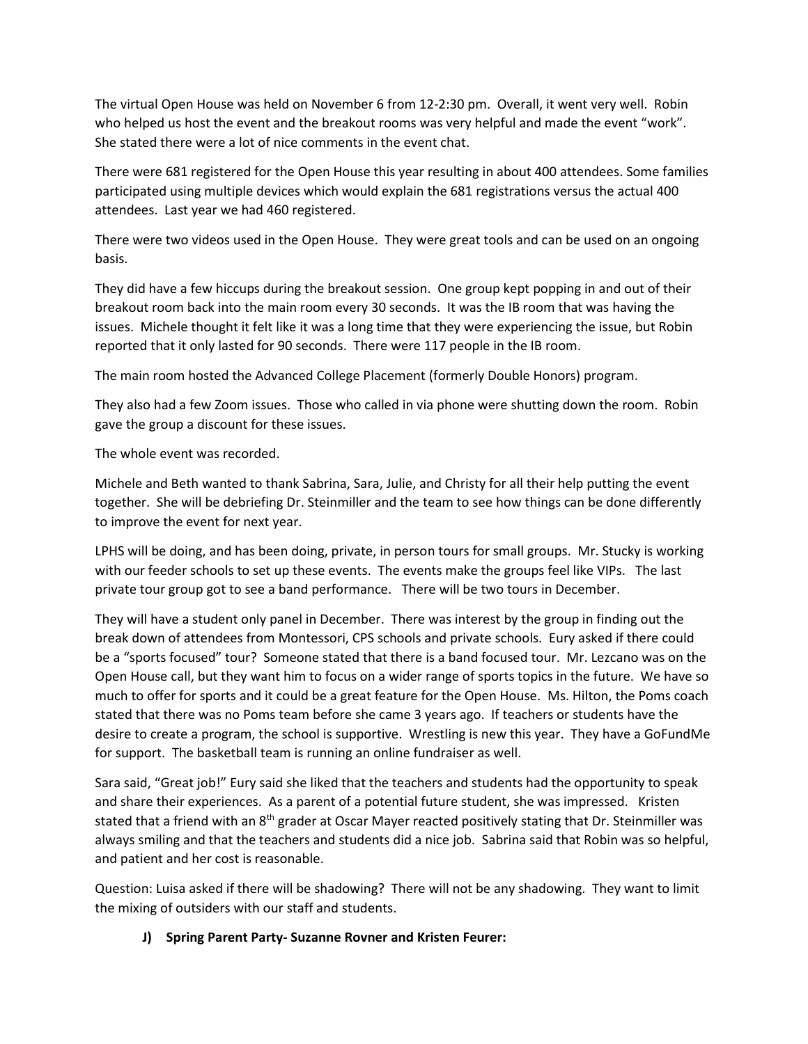The virtual Open House was held on November 6 from 12-2:30 pm. Overall, it went very well. Robin who helped us host the event and the breakout rooms was very helpful and made the event "work". She stated there were a lot of nice comments in the event chat.

There were 681 registered for the Open House this year resulting in about 400 attendees. Some families participated using multiple devices which would explain the 681 registrations versus the actual 400 attendees. Last year we had 460 registered.

There were two videos used in the Open House. They were great tools and can be used on an ongoing basis.

They did have a few hiccups during the breakout session. One group kept popping in and out of their breakout room back into the main room every 30 seconds. It was the IB room that was having the issues. Michele thought it felt like it was a long time that they were experiencing the issue, but Robin reported that it only lasted for 90 seconds. There were 117 people in the IB room.

The main room hosted the Advanced College Placement (formerly Double Honors) program.

They also had a few Zoom issues. Those who called in via phone were shutting down the room. Robin gave the group a discount for these issues.

The whole event was recorded.

Michele and Beth wanted to thank Sabrina, Sara, Julie, and Christy for all their help putting the event together. She will be debriefing Dr. Steinmiller and the team to see how things can be done differently to improve the event for next year.

LPHS will be doing, and has been doing, private, in person tours for small groups. Mr. Stucky is working with our feeder schools to set up these events. The events make the groups feel like VIPs. The last private tour group got to see a band performance. There will be two tours in December.

They will have a student only panel in December. There was interest by the group in finding out the break down of attendees from Montessori, CPS schools and private schools. Eury asked if there could be a "sports focused" tour? Someone stated that there is a band focused tour. Mr. Lezcano was on the Open House call, but they want him to focus on a wider range of sports topics in the future. We have so much to offer for sports and it could be a great feature for the Open House. Ms. Hilton, the Poms coach stated that there was no Poms team before she came 3 years ago. If teachers or students have the desire to create a program, the school is supportive. Wrestling is new this year. They have a GoFundMe for support. The basketball team is running an online fundraiser as well.

Sara said, "Great job!" Eury said she liked that the teachers and students had the opportunity to speak and share their experiences. As a parent of a potential future student, she was impressed. Kristen stated that a friend with an 8th grader at Oscar Mayer reacted positively stating that Dr. Steinmiller was always smiling and that the teachers and students did a nice job. Sabrina said that Robin was so helpful, and patient and her cost is reasonable.

Question: Luisa asked if there will be shadowing? There will not be any shadowing. They want to limit the mixing of outsiders with our staff and students.

**J) Spring Parent Party- Suzanne Rovner and Kristen Feurer:**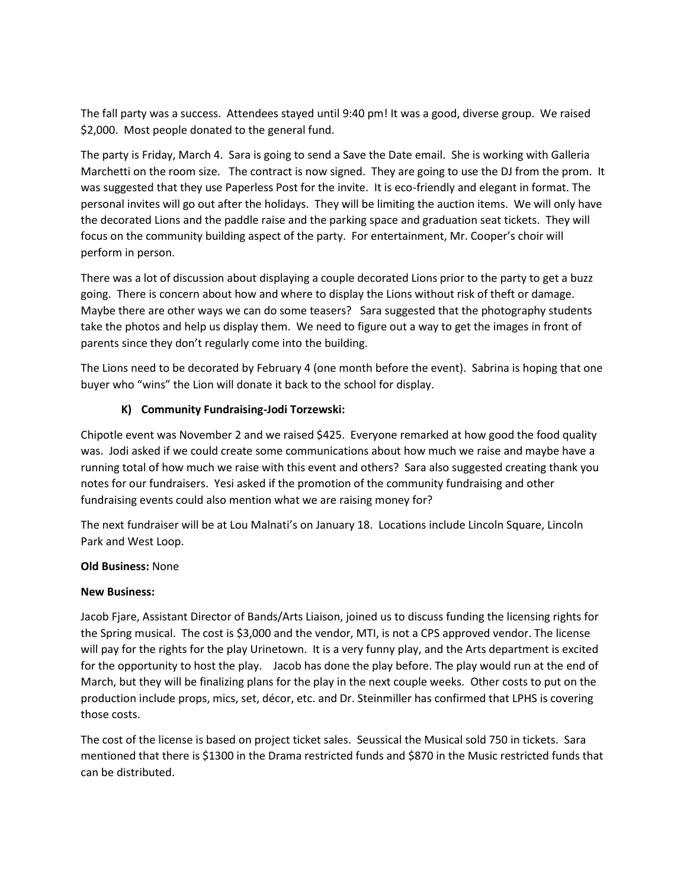The fall party was a success. Attendees stayed until 9:40 pm! It was a good, diverse group. We raised $2,000. Most people donated to the general fund.

The party is Friday, March 4. Sara is going to send a Save the Date email. She is working with Galleria Marchetti on the room size. The contract is now signed. They are going to use the DJ from the prom. It was suggested that they use Paperless Post for the invite. It is eco-friendly and elegant in format. The personal invites will go out after the holidays. They will be limiting the auction items. We will only have the decorated Lions and the paddle raise and the parking space and graduation seat tickets. They will focus on the community building aspect of the party. For entertainment, Mr. Cooper's choir will perform in person.

There was a lot of discussion about displaying a couple decorated Lions prior to the party to get a buzz going. There is concern about how and where to display the Lions without risk of theft or damage. Maybe there are other ways we can do some teasers? Sara suggested that the photography students take the photos and help us display them. We need to figure out a way to get the images in front of parents since they don't regularly come into the building.

The Lions need to be decorated by February 4 (one month before the event). Sabrina is hoping that one buyer who "wins" the Lion will donate it back to the school for display.

**K) Community Fundraising-Jodi Torzewski:**

Chipotle event was November 2 and we raised $425. Everyone remarked at how good the food quality was. Jodi asked if we could create some communications about how much we raise and maybe have a running total of how much we raise with this event and others? Sara also suggested creating thank you notes for our fundraisers. Yesi asked if the promotion of the community fundraising and other fundraising events could also mention what we are raising money for?

The next fundraiser will be at Lou Malnati's on January 18. Locations include Lincoln Square, Lincoln Park and West Loop.

**Old Business:** None

**New Business:**

Jacob Fjare, Assistant Director of Bands/Arts Liaison, joined us to discuss funding the licensing rights for the Spring musical. The cost is $3,000 and the vendor, MTI, is not a CPS approved vendor. The license will pay for the rights for the play Urinetown. It is a very funny play, and the Arts department is excited for the opportunity to host the play. Jacob has done the play before. The play would run at the end of March, but they will be finalizing plans for the play in the next couple weeks. Other costs to put on the production include props, mics, set, décor, etc. and Dr. Steinmiller has confirmed that LPHS is covering those costs.

The cost of the license is based on project ticket sales. Seussical the Musical sold 750 in tickets. Sara mentioned that there is $1300 in the Drama restricted funds and $870 in the Music restricted funds that can be distributed.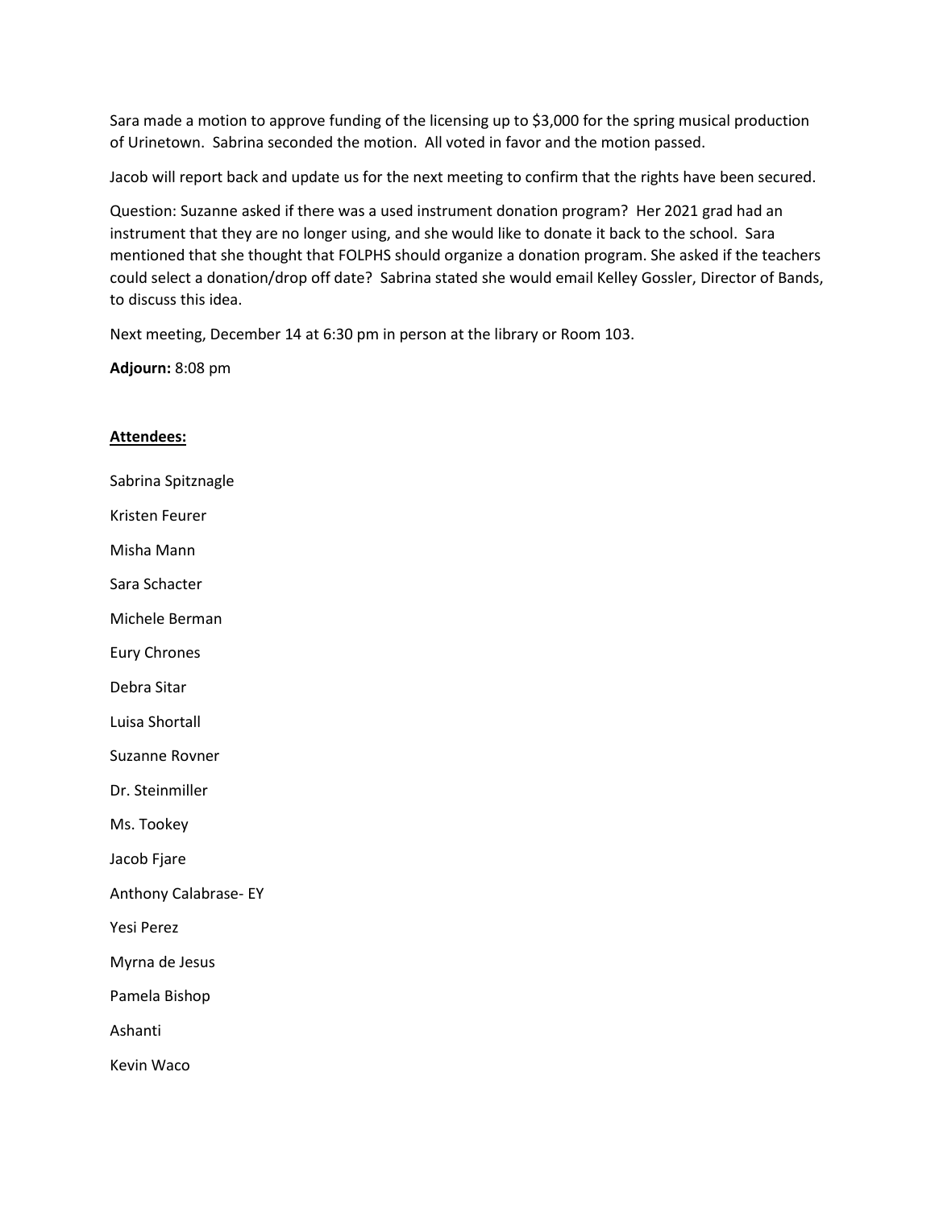Sara made a motion to approve funding of the licensing up to $3,000 for the spring musical production of Urinetown. Sabrina seconded the motion. All voted in favor and the motion passed.

Jacob will report back and update us for the next meeting to confirm that the rights have been secured.

Question: Suzanne asked if there was a used instrument donation program? Her 2021 grad had an instrument that they are no longer using, and she would like to donate it back to the school. Sara mentioned that she thought that FOLPHS should organize a donation program. She asked if the teachers could select a donation/drop off date? Sabrina stated she would email Kelley Gossler, Director of Bands, to discuss this idea.

Next meeting, December 14 at 6:30 pm in person at the library or Room 103.

**Adjourn:** 8:08 pm

**Attendees:**

Sabrina Spitznagle

Kristen Feurer

Misha Mann

Sara Schacter

Michele Berman

Eury Chrones

Debra Sitar

Luisa Shortall

Suzanne Rovner

Dr. Steinmiller

Ms. Tookey

Jacob Fjare

Anthony Calabrase- EY

Yesi Perez

Myrna de Jesus

Pamela Bishop

Ashanti

Kevin Waco